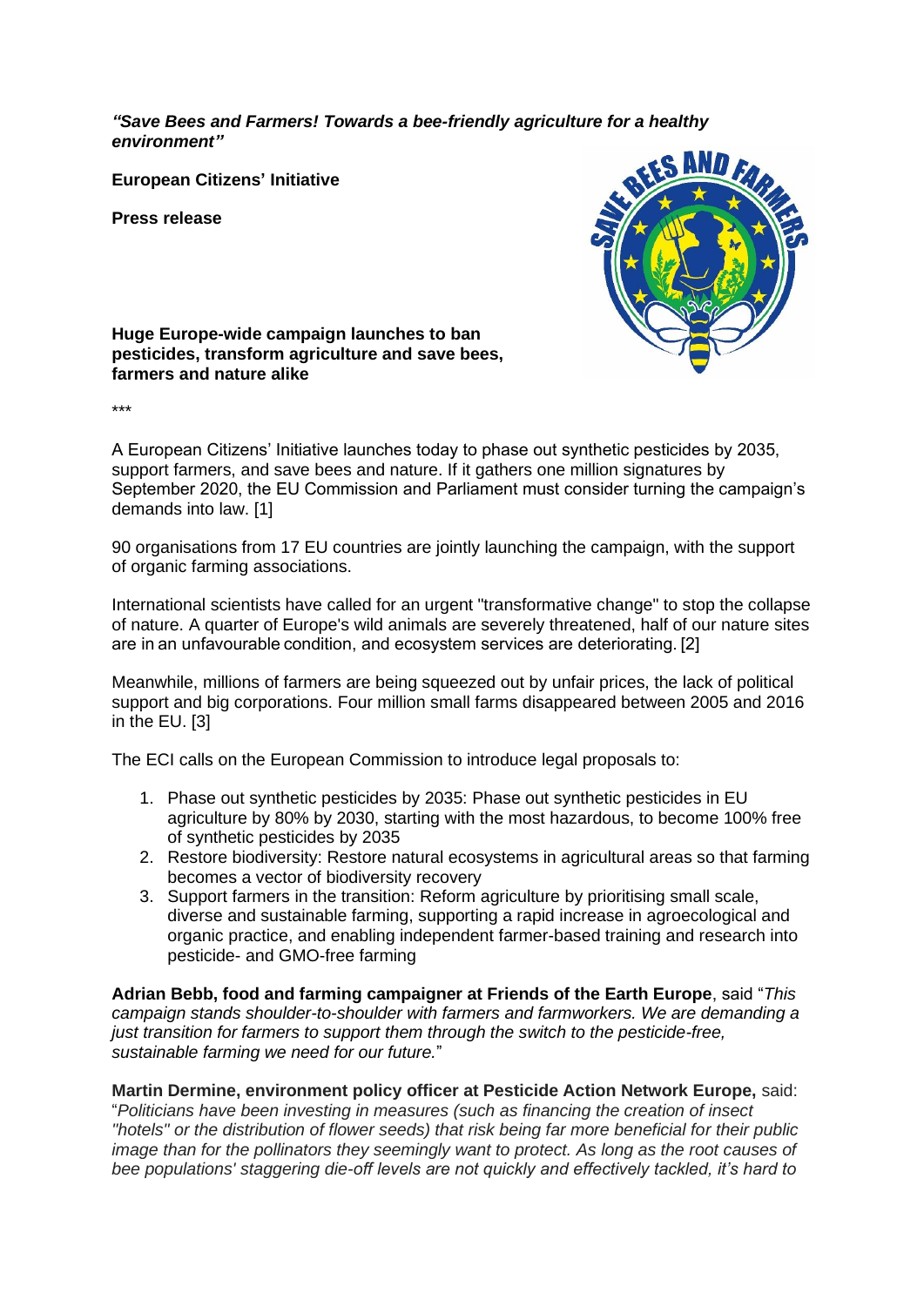***"Save Bees and Farmers! Towards a bee-friendly agriculture for a healthy environment"***

**European Citizens' Initiative**

**Press release**

**Huge Europe-wide campaign launches to ban pesticides, transform agriculture and save bees, farmers and nature alike**

***

A European Citizens' Initiative launches today to phase out synthetic pesticides by 2035, support farmers, and save bees and nature. If it gathers one million signatures by September 2020, the EU Commission and Parliament must consider turning the campaign's demands into law. [1]

90 organisations from 17 EU countries are jointly launching the campaign, with the support of organic farming associations.

International scientists have called for an urgent "transformative change" to stop the collapse of nature. A quarter of Europe's wild animals are severely threatened, half of our nature sites are in an unfavourable condition, and ecosystem services are deteriorating. [2]

Meanwhile, millions of farmers are being squeezed out by unfair prices, the lack of political support and big corporations. Four million small farms disappeared between 2005 and 2016 in the EU. [3]

The ECI calls on the European Commission to introduce legal proposals to:

1. Phase out synthetic pesticides by 2035: Phase out synthetic pesticides in EU agriculture by 80% by 2030, starting with the most hazardous, to become 100% free of synthetic pesticides by 2035
2. Restore biodiversity: Restore natural ecosystems in agricultural areas so that farming becomes a vector of biodiversity recovery
3. Support farmers in the transition: Reform agriculture by prioritising small scale, diverse and sustainable farming, supporting a rapid increase in agroecological and organic practice, and enabling independent farmer-based training and research into pesticide- and GMO-free farming

**Adrian Bebb, food and farming campaigner at Friends of the Earth Europe**, said "*This campaign stands shoulder-to-shoulder with farmers and farmworkers. We are demanding a just transition for farmers to support them through the switch to the pesticide-free, sustainable farming we need for our future.*"

**Martin Dermine, environment policy officer at Pesticide Action Network Europe,** said: "*Politicians have been investing in measures (such as financing the creation of insect "hotels" or the distribution of flower seeds) that risk being far more beneficial for their public image than for the pollinators they seemingly want to protect. As long as the root causes of bee populations' staggering die-off levels are not quickly and effectively tackled, it's hard to*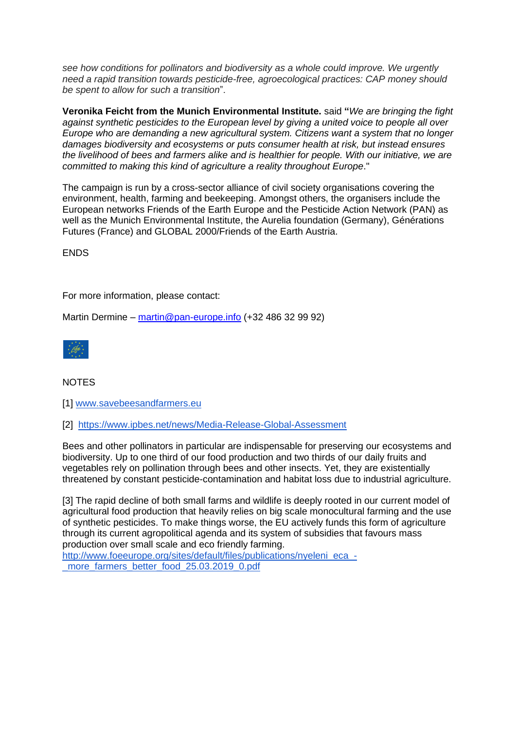*see how conditions for pollinators and biodiversity as a whole could improve. We urgently need a rapid transition towards pesticide-free, agroecological practices: CAP money should be spent to allow for such a transition*".

**Veronika Feicht from the Munich Environmental Institute.** said **"***We are bringing the fight against synthetic pesticides to the European level by giving a united voice to people all over Europe who are demanding a new agricultural system. Citizens want a system that no longer damages biodiversity and ecosystems or puts consumer health at risk, but instead ensures the livelihood of bees and farmers alike and is healthier for people. With our initiative, we are committed to making this kind of agriculture a reality throughout Europe*."

The campaign is run by a cross-sector alliance of civil society organisations covering the environment, health, farming and beekeeping. Amongst others, the organisers include the European networks Friends of the Earth Europe and the Pesticide Action Network (PAN) as well as the Munich Environmental Institute, the Aurelia foundation (Germany), Générations Futures (France) and GLOBAL 2000/Friends of the Earth Austria.

ENDS

For more information, please contact:

Martin Dermine – martin@pan-europe.info (+32 486 32 99 92)

NOTES

[1] www.savebeesandfarmers.eu

[2] https://www.ipbes.net/news/Media-Release-Global-Assessment

Bees and other pollinators in particular are indispensable for preserving our ecosystems and biodiversity. Up to one third of our food production and two thirds of our daily fruits and vegetables rely on pollination through bees and other insects. Yet, they are existentially threatened by constant pesticide-contamination and habitat loss due to industrial agriculture.

[3] The rapid decline of both small farms and wildlife is deeply rooted in our current model of agricultural food production that heavily relies on big scale monocultural farming and the use of synthetic pesticides. To make things worse, the EU actively funds this form of agriculture through its current agropolitical agenda and its system of subsidies that favours mass production over small scale and eco friendly farming.
http://www.foeeurope.org/sites/default/files/publications/nyeleni_eca_-_more_farmers_better_food_25.03.2019_0.pdf